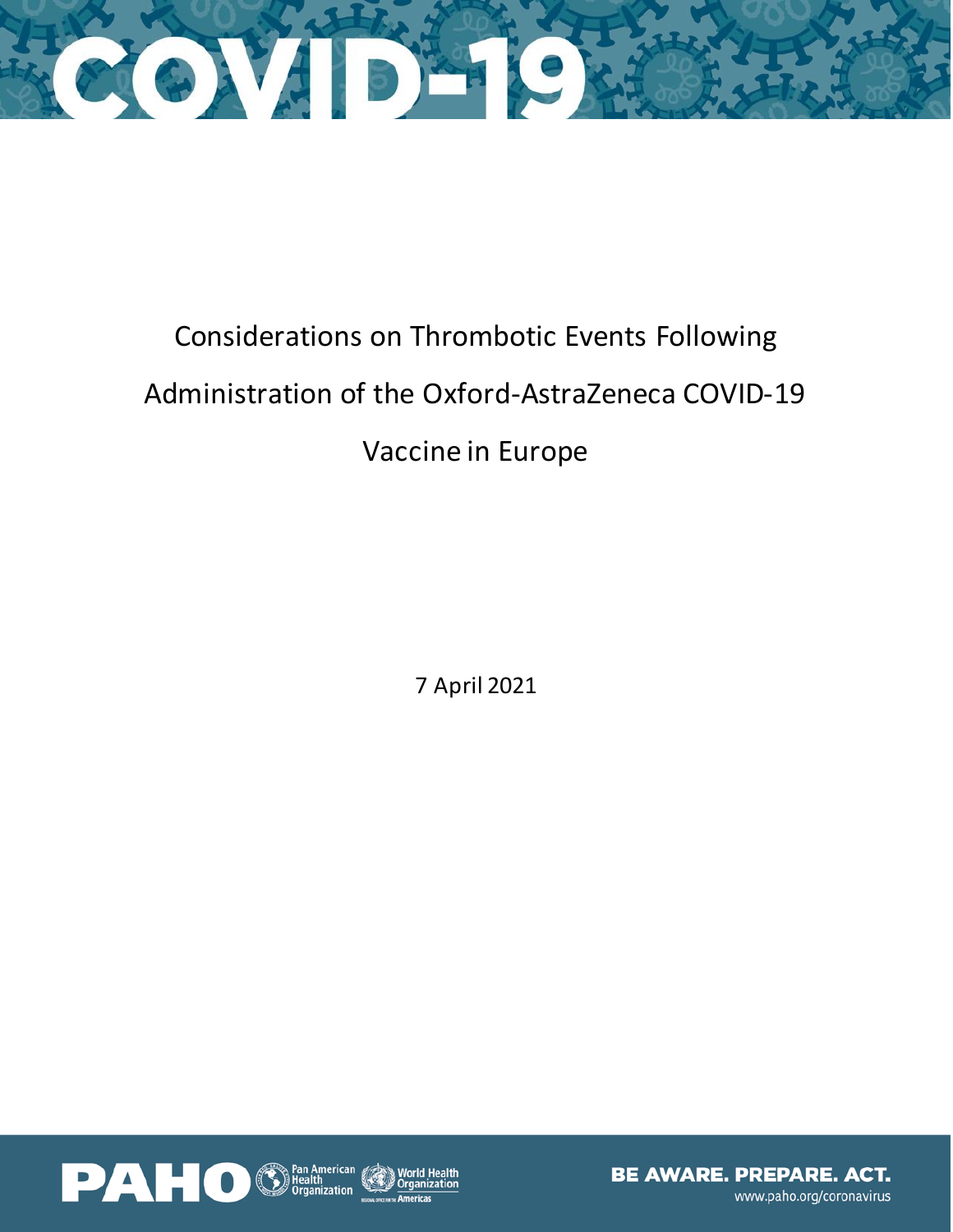# COVID-19

# Considerations on Thrombotic Events Following Administration of the Oxford-AstraZeneca COVID-19 Vaccine in Europe

7 April 2021

BE AWARE. PREPARE. ACT.

www.paho.org/coronavirus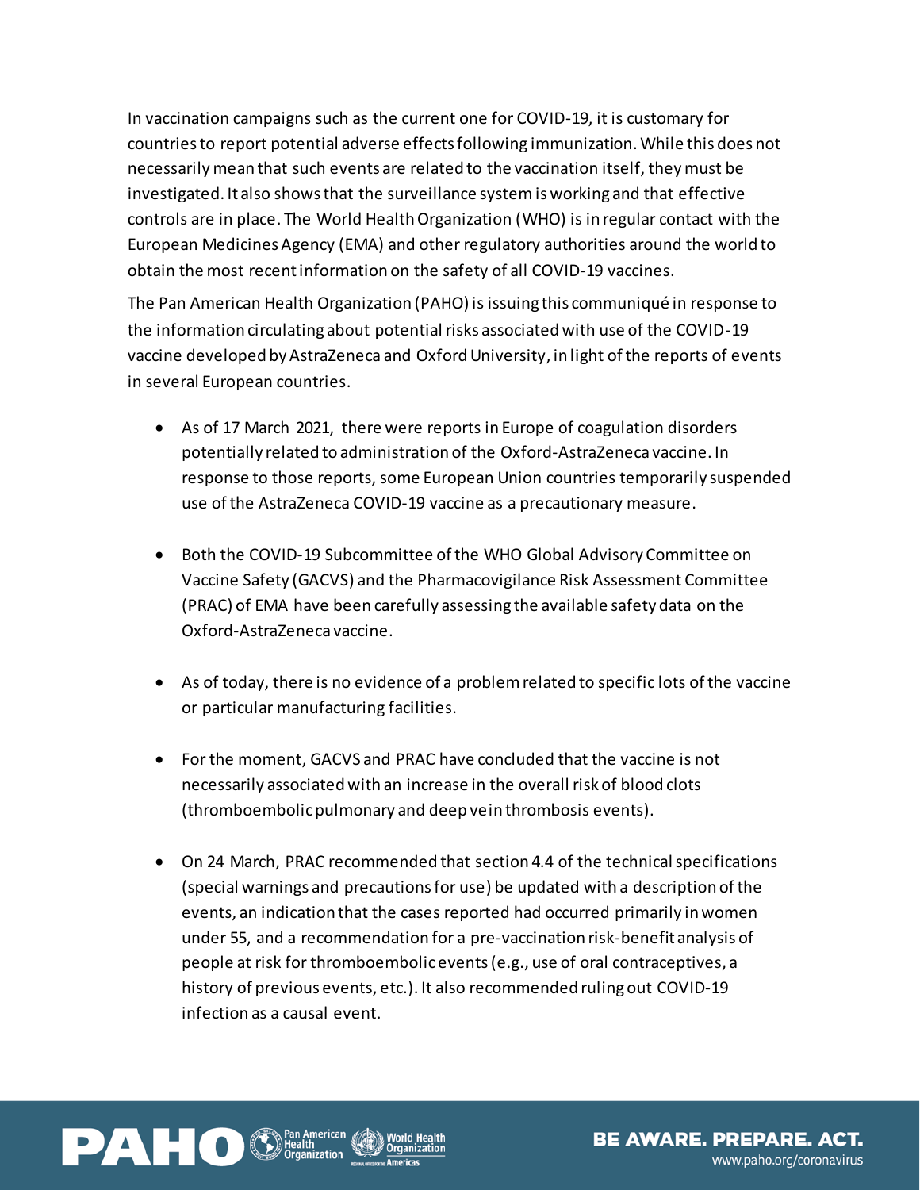In vaccination campaigns such as the current one for COVID-19, it is customary for countries to report potential adverse effects following immunization. While this does not necessarily mean that such events are related to the vaccination itself, they must be investigated. It also shows that the surveillance system is working and that effective controls are in place. The World Health Organization (WHO) is in regular contact with the European Medicines Agency (EMA) and other regulatory authorities around the world to obtain the most recent information on the safety of all COVID-19 vaccines.

The Pan American Health Organization (PAHO) is issuing this communiqué in response to the information circulating about potential risks associated with use of the COVID-19 vaccine developed by AstraZeneca and Oxford University, in light of the reports of events in several European countries.

- As of 17 March 2021, there were reports in Europe of coagulation disorders potentially related to administration of the Oxford-AstraZeneca vaccine. In response to those reports, some European Union countries temporarily suspended use of the AstraZeneca COVID-19 vaccine as a precautionary measure.

- Both the COVID-19 Subcommittee of the WHO Global Advisory Committee on Vaccine Safety (GACVS) and the Pharmacovigilance Risk Assessment Committee (PRAC) of EMA have been carefully assessing the available safety data on the Oxford-AstraZeneca vaccine.

- As of today, there is no evidence of a problem related to specific lots of the vaccine or particular manufacturing facilities.

- For the moment, GACVS and PRAC have concluded that the vaccine is not necessarily associated with an increase in the overall risk of blood clots (thromboembolic pulmonary and deep vein thrombosis events).

- On 24 March, PRAC recommended that section 4.4 of the technical specifications (special warnings and precautions for use) be updated with a description of the events, an indication that the cases reported had occurred primarily in women under 55, and a recommendation for a pre-vaccination risk-benefit analysis of people at risk for thromboembolic events (e.g., use of oral contraceptives, a history of previous events, etc.). It also recommended ruling out COVID-19 infection as a causal event.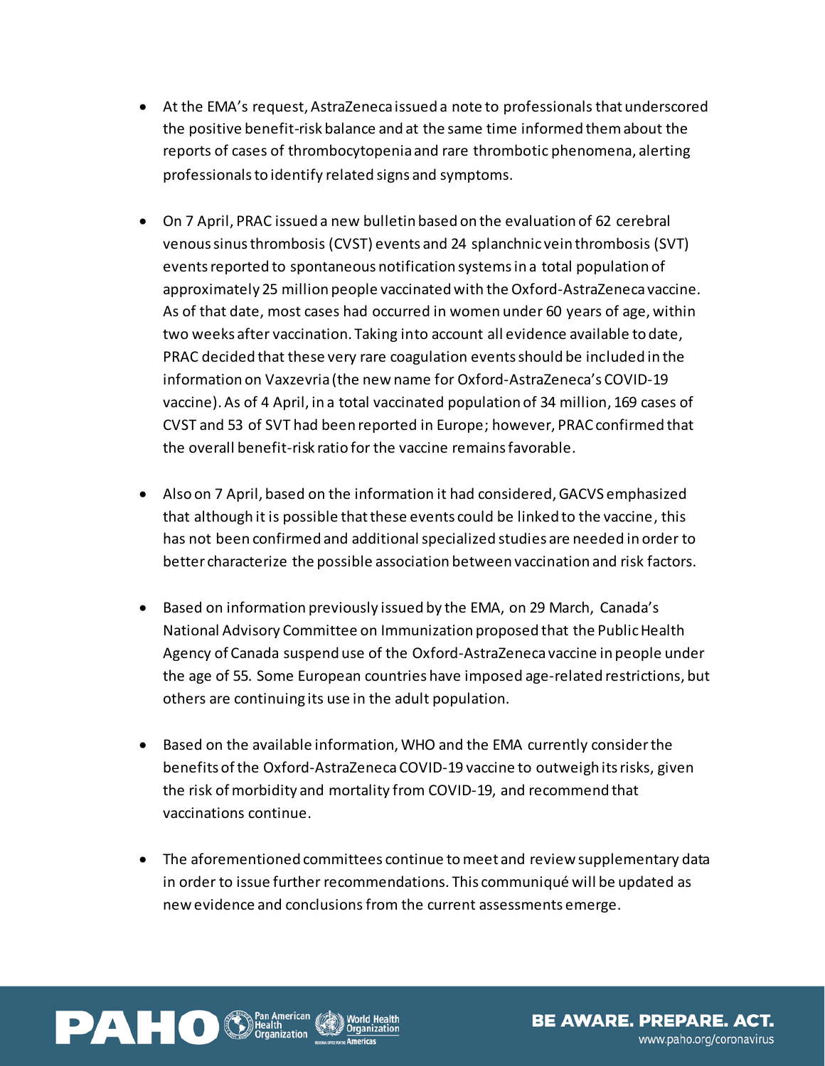- At the EMA's request, AstraZeneca issued a note to professionals that underscored the positive benefit-risk balance and at the same time informed them about the reports of cases of thrombocytopenia and rare thrombotic phenomena, alerting professionals to identify related signs and symptoms.

- On 7 April, PRAC issued a new bulletin based on the evaluation of 62 cerebral venous sinus thrombosis (CVST) events and 24 splanchnic vein thrombosis (SVT) events reported to spontaneous notification systems in a total population of approximately 25 million people vaccinated with the Oxford-AstraZeneca vaccine. As of that date, most cases had occurred in women under 60 years of age, within two weeks after vaccination. Taking into account all evidence available to date, PRAC decided that these very rare coagulation events should be included in the information on Vaxzevria (the new name for Oxford-AstraZeneca's COVID-19 vaccine). As of 4 April, in a total vaccinated population of 34 million, 169 cases of CVST and 53 of SVT had been reported in Europe; however, PRAC confirmed that the overall benefit-risk ratio for the vaccine remains favorable.

- Also on 7 April, based on the information it had considered, GACVS emphasized that although it is possible that these events could be linked to the vaccine, this has not been confirmed and additional specialized studies are needed in order to better characterize the possible association between vaccination and risk factors.

- Based on information previously issued by the EMA, on 29 March, Canada's National Advisory Committee on Immunization proposed that the Public Health Agency of Canada suspend use of the Oxford-AstraZeneca vaccine in people under the age of 55. Some European countries have imposed age-related restrictions, but others are continuing its use in the adult population.

- Based on the available information, WHO and the EMA currently consider the benefits of the Oxford-AstraZeneca COVID-19 vaccine to outweigh its risks, given the risk of morbidity and mortality from COVID-19, and recommend that vaccinations continue.

- The aforementioned committees continue to meet and review supplementary data in order to issue further recommendations. This communiqué will be updated as new evidence and conclusions from the current assessments emerge.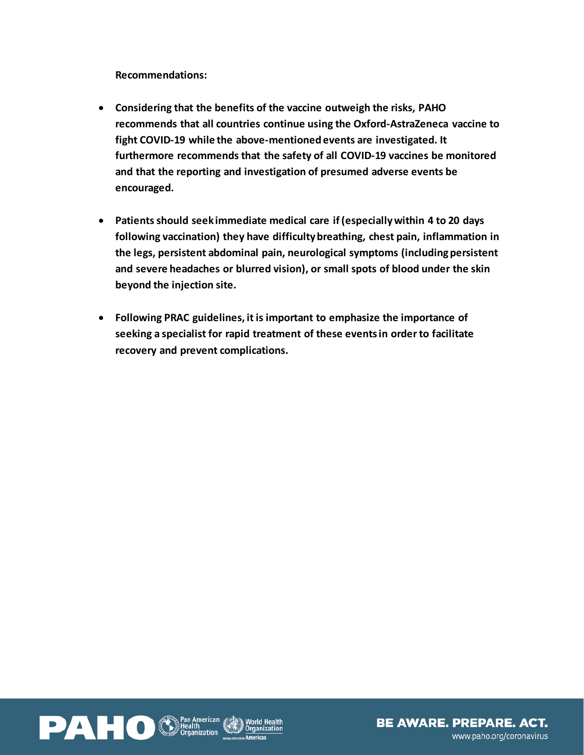**Recommendations:**

- **Considering that the benefits of the vaccine outweigh the risks, PAHO recommends that all countries continue using the Oxford-AstraZeneca vaccine to fight COVID-19 while the above-mentioned events are investigated. It furthermore recommends that the safety of all COVID-19 vaccines be monitored and that the reporting and investigation of presumed adverse events be encouraged.**

- **Patients should seek immediate medical care if (especially within 4 to 20 days following vaccination) they have difficulty breathing, chest pain, inflammation in the legs, persistent abdominal pain, neurological symptoms (including persistent and severe headaches or blurred vision), or small spots of blood under the skin beyond the injection site.**

- **Following PRAC guidelines, it is important to emphasize the importance of seeking a specialist for rapid treatment of these events in order to facilitate recovery and prevent complications.**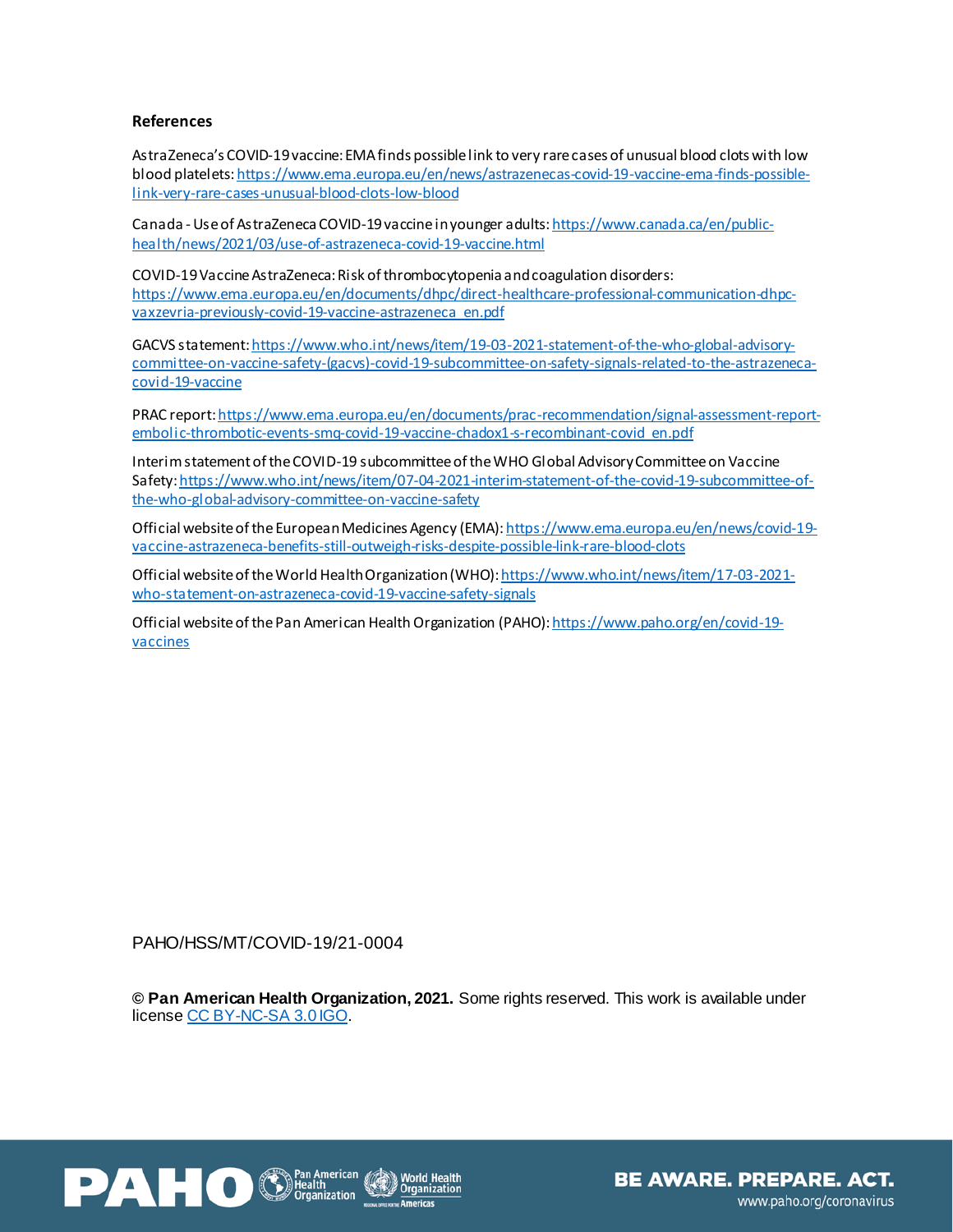## References

AstraZeneca's COVID-19 vaccine: EMA finds possible link to very rare cases of unusual blood clots with low blood platelets: https://www.ema.europa.eu/en/news/astrazenecas-covid-19-vaccine-ema-finds-possible-link-very-rare-cases-unusual-blood-clots-low-blood

Canada - Use of AstraZeneca COVID-19 vaccine in younger adults: https://www.canada.ca/en/public-health/news/2021/03/use-of-astrazeneca-covid-19-vaccine.html

COVID-19 Vaccine AstraZeneca: Risk of thrombocytopenia and coagulation disorders: https://www.ema.europa.eu/en/documents/dhpc/direct-healthcare-professional-communication-dhpc-vaxzevria-previously-covid-19-vaccine-astrazeneca_en.pdf

GACVS statement: https://www.who.int/news/item/19-03-2021-statement-of-the-who-global-advisory-committee-on-vaccine-safety-(gacvs)-covid-19-subcommittee-on-safety-signals-related-to-the-astrazeneca-covid-19-vaccine

PRAC report: https://www.ema.europa.eu/en/documents/prac-recommendation/signal-assessment-report-embolic-thrombotic-events-smq-covid-19-vaccine-chadox1-s-recombinant-covid_en.pdf

Interim statement of the COVID-19 subcommittee of the WHO Global Advisory Committee on Vaccine Safety: https://www.who.int/news/item/07-04-2021-interim-statement-of-the-covid-19-subcommittee-of-the-who-global-advisory-committee-on-vaccine-safety

Official website of the European Medicines Agency (EMA): https://www.ema.europa.eu/en/news/covid-19-vaccine-astrazeneca-benefits-still-outweigh-risks-despite-possible-link-rare-blood-clots

Official website of the World Health Organization (WHO): https://www.who.int/news/item/17-03-2021-who-statement-on-astrazeneca-covid-19-vaccine-safety-signals

Official website of the Pan American Health Organization (PAHO): https://www.paho.org/en/covid-19-vaccines

PAHO/HSS/MT/COVID-19/21-0004

© **Pan American Health Organization, 2021.** Some rights reserved. This work is available under license CC BY-NC-SA 3.0 IGO.

BE AWARE. PREPARE. ACT.
www.paho.org/coronavirus